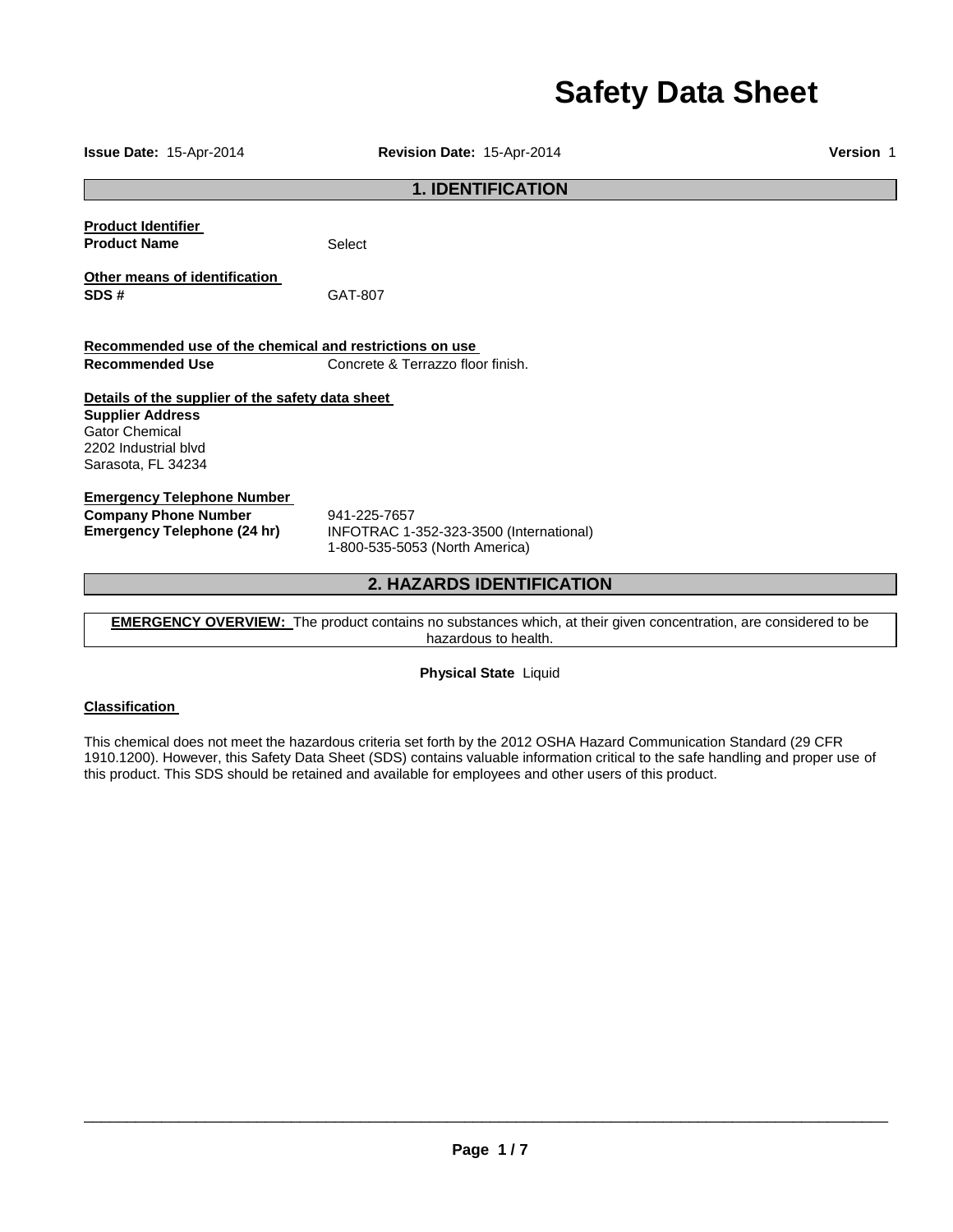# Safety Data Sheet

**Issue Date:** 15-Apr-2014 **Revision Date:** 15-Apr-2014 **Version** 1

## 1. IDENTIFICATION

**Product Identifier**

**Product Name** Select

**Other means of identification**

**SDS #** GAT-807

**Recommended use of the chemical and restrictions on use**

**Recommended Use** Concrete & Terrazzo floor finish.

**Details of the supplier of the safety data sheet**

**Supplier Address**
Gator Chemical
2202 Industrial blvd
Sarasota, FL 34234

**Emergency Telephone Number**

**Company Phone Number** 941-225-7657

**Emergency Telephone (24 hr)** INFOTRAC 1-352-323-3500 (International)
1-800-535-5053 (North America)

## 2. HAZARDS IDENTIFICATION

**EMERGENCY OVERVIEW:** The product contains no substances which, at their given concentration, are considered to be hazardous to health.

**Physical State** Liquid

**Classification**

This chemical does not meet the hazardous criteria set forth by the 2012 OSHA Hazard Communication Standard (29 CFR 1910.1200). However, this Safety Data Sheet (SDS) contains valuable information critical to the safe handling and proper use of this product. This SDS should be retained and available for employees and other users of this product.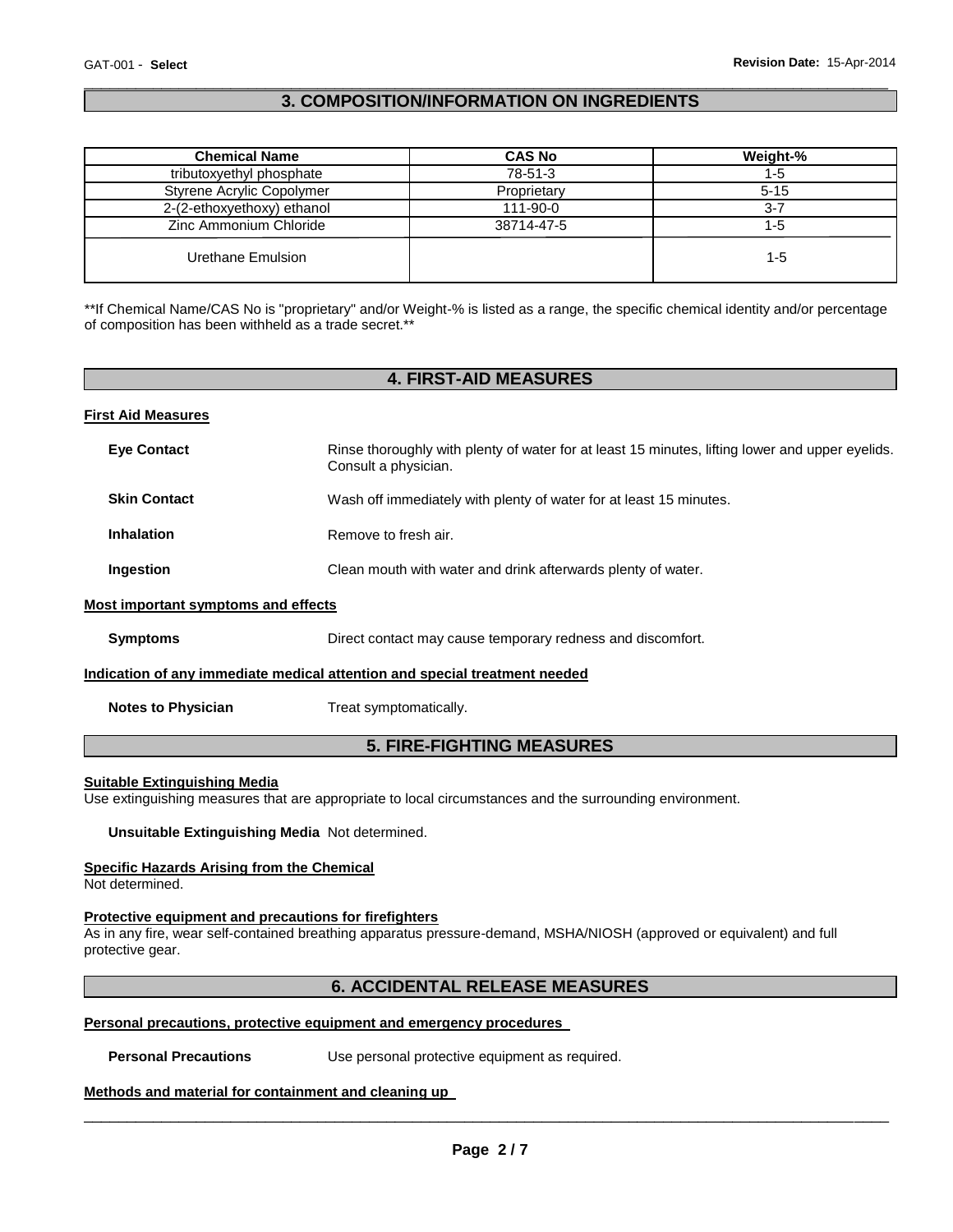## 3. COMPOSITION/INFORMATION ON INGREDIENTS

| Chemical Name | CAS No | Weight-% |
| --- | --- | --- |
| tributoxyethyl phosphate | 78-51-3 | 1-5 |
| Styrene Acrylic Copolymer | Proprietary | 5-15 |
| 2-(2-ethoxyethoxy) ethanol | 111-90-0 | 3-7 |
| Zinc Ammonium Chloride | 38714-47-5 | 1-5 |
| Urethane Emulsion | | 1-5 |

**If Chemical Name/CAS No is "proprietary" and/or Weight-% is listed as a range, the specific chemical identity and/or percentage of composition has been withheld as a trade secret.**

## 4. FIRST-AID MEASURES

### First Aid Measures

**Eye Contact** Rinse thoroughly with plenty of water for at least 15 minutes, lifting lower and upper eyelids. Consult a physician.

**Skin Contact** Wash off immediately with plenty of water for at least 15 minutes.

**Inhalation** Remove to fresh air.

**Ingestion** Clean mouth with water and drink afterwards plenty of water.

### Most important symptoms and effects

**Symptoms** Direct contact may cause temporary redness and discomfort.

### Indication of any immediate medical attention and special treatment needed

**Notes to Physician** Treat symptomatically.

## 5. FIRE-FIGHTING MEASURES

### Suitable Extinguishing Media

Use extinguishing measures that are appropriate to local circumstances and the surrounding environment.

**Unsuitable Extinguishing Media** Not determined.

### Specific Hazards Arising from the Chemical

Not determined.

### Protective equipment and precautions for firefighters

As in any fire, wear self-contained breathing apparatus pressure-demand, MSHA/NIOSH (approved or equivalent) and full protective gear.

## 6. ACCIDENTAL RELEASE MEASURES

### Personal precautions, protective equipment and emergency procedures

**Personal Precautions** Use personal protective equipment as required.

### Methods and material for containment and cleaning up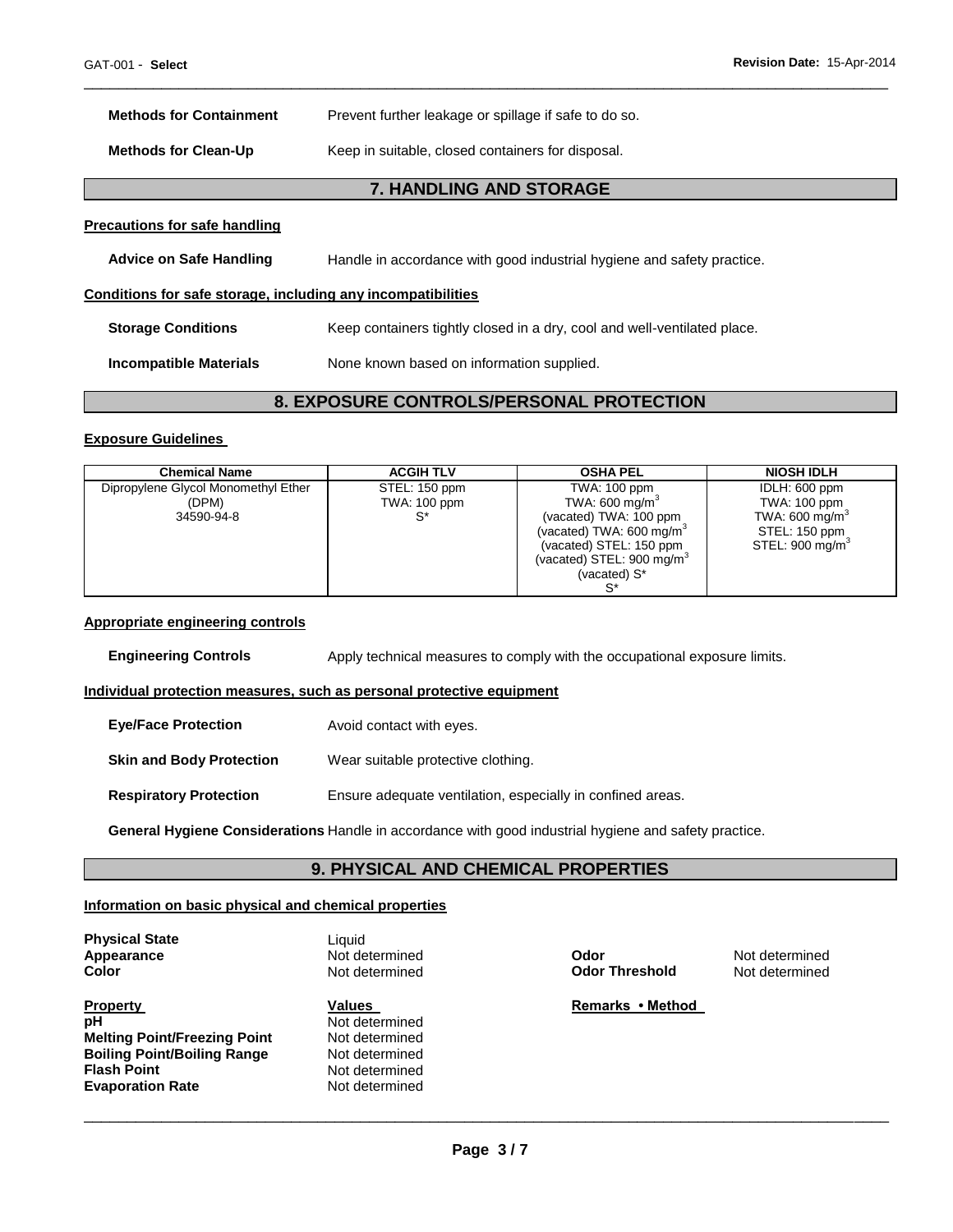**Methods for Containment** Prevent further leakage or spillage if safe to do so.

**Methods for Clean-Up** Keep in suitable, closed containers for disposal.

## 7. HANDLING AND STORAGE

**Precautions for safe handling**

**Advice on Safe Handling** Handle in accordance with good industrial hygiene and safety practice.

**Conditions for safe storage, including any incompatibilities**

**Storage Conditions** Keep containers tightly closed in a dry, cool and well-ventilated place.

**Incompatible Materials** None known based on information supplied.

## 8. EXPOSURE CONTROLS/PERSONAL PROTECTION

**Exposure Guidelines**

| Chemical Name | ACGIH TLV | OSHA PEL | NIOSH IDLH |
|---|---|---|---|
| Dipropylene Glycol Monomethyl Ether (DPM) 34590-94-8 | STEL: 150 ppm TWA: 100 ppm S* | TWA: 100 ppm TWA: 600 mg/m$^3$ (vacated) TWA: 100 ppm (vacated) TWA: 600 mg/m$^3$ (vacated) STEL: 150 ppm (vacated) STEL: 900 mg/m$^3$ (vacated) S* S* | IDLH: 600 ppm TWA: 100 ppm TWA: 600 mg/m$^3$ STEL: 150 ppm STEL: 900 mg/m$^3$ |

**Appropriate engineering controls**

**Engineering Controls** Apply technical measures to comply with the occupational exposure limits.

**Individual protection measures, such as personal protective equipment**

**Eye/Face Protection** Avoid contact with eyes.

**Skin and Body Protection** Wear suitable protective clothing.

**Respiratory Protection** Ensure adequate ventilation, especially in confined areas.

**General Hygiene Considerations** Handle in accordance with good industrial hygiene and safety practice.

## 9. PHYSICAL AND CHEMICAL PROPERTIES

**Information on basic physical and chemical properties**

**Physical State** Liquid
**Appearance** Not determined
**Color** Not determined
**Odor** Not determined
**Odor Threshold** Not determined

| Property | Values | Remarks • Method |
|---|---|---|
| **pH** | Not determined | |
| **Melting Point/Freezing Point** | Not determined | |
| **Boiling Point/Boiling Range** | Not determined | |
| **Flash Point** | Not determined | |
| **Evaporation Rate** | Not determined | |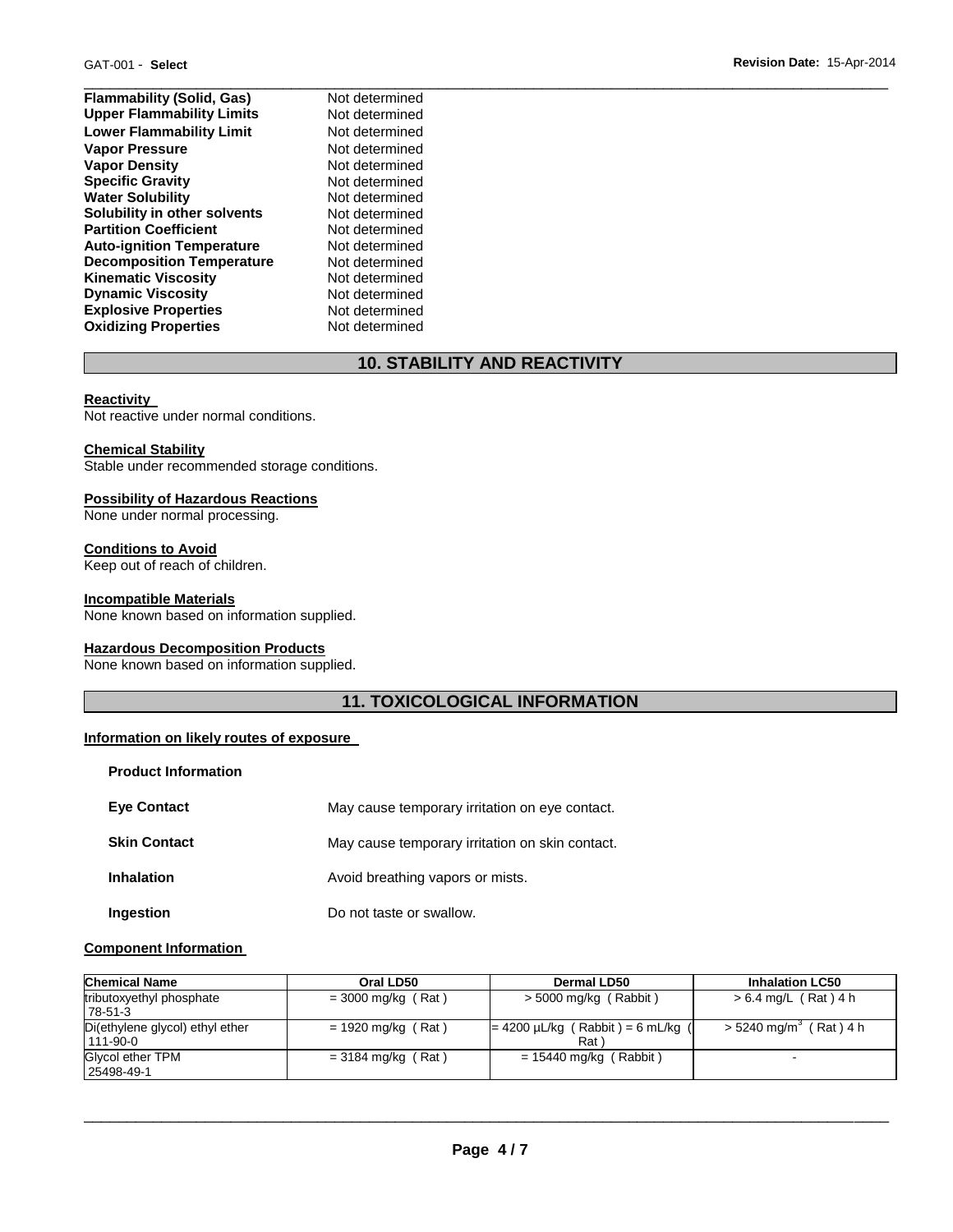| | |
|---|---|
| **Flammability (Solid, Gas)** | Not determined |
| **Upper Flammability Limits** | Not determined |
| **Lower Flammability Limit** | Not determined |
| **Vapor Pressure** | Not determined |
| **Vapor Density** | Not determined |
| **Specific Gravity** | Not determined |
| **Water Solubility** | Not determined |
| **Solubility in other solvents** | Not determined |
| **Partition Coefficient** | Not determined |
| **Auto-ignition Temperature** | Not determined |
| **Decomposition Temperature** | Not determined |
| **Kinematic Viscosity** | Not determined |
| **Dynamic Viscosity** | Not determined |
| **Explosive Properties** | Not determined |
| **Oxidizing Properties** | Not determined |

## 10. STABILITY AND REACTIVITY

**Reactivity**
Not reactive under normal conditions.

**Chemical Stability**
Stable under recommended storage conditions.

**Possibility of Hazardous Reactions**
None under normal processing.

**Conditions to Avoid**
Keep out of reach of children.

**Incompatible Materials**
None known based on information supplied.

**Hazardous Decomposition Products**
None known based on information supplied.

## 11. TOXICOLOGICAL INFORMATION

**Information on likely routes of exposure**

**Product Information**

| | |
|---|---|
| **Eye Contact** | May cause temporary irritation on eye contact. |
| **Skin Contact** | May cause temporary irritation on skin contact. |
| **Inhalation** | Avoid breathing vapors or mists. |
| **Ingestion** | Do not taste or swallow. |

**Component Information**

| Chemical Name | Oral LD50 | Dermal LD50 | Inhalation LC50 |
|---|---|---|---|
| tributoxyethyl phosphate 78-51-3 | = 3000 mg/kg ( Rat ) | > 5000 mg/kg ( Rabbit ) | > 6.4 mg/L ( Rat ) 4 h |
| Di(ethylene glycol) ethyl ether 111-90-0 | = 1920 mg/kg ( Rat ) | = 4200 µL/kg ( Rabbit ) = 6 mL/kg ( Rat ) | > 5240 mg/m$^3$ ( Rat ) 4 h |
| Glycol ether TPM 25498-49-1 | = 3184 mg/kg ( Rat ) | = 15440 mg/kg ( Rabbit ) | - |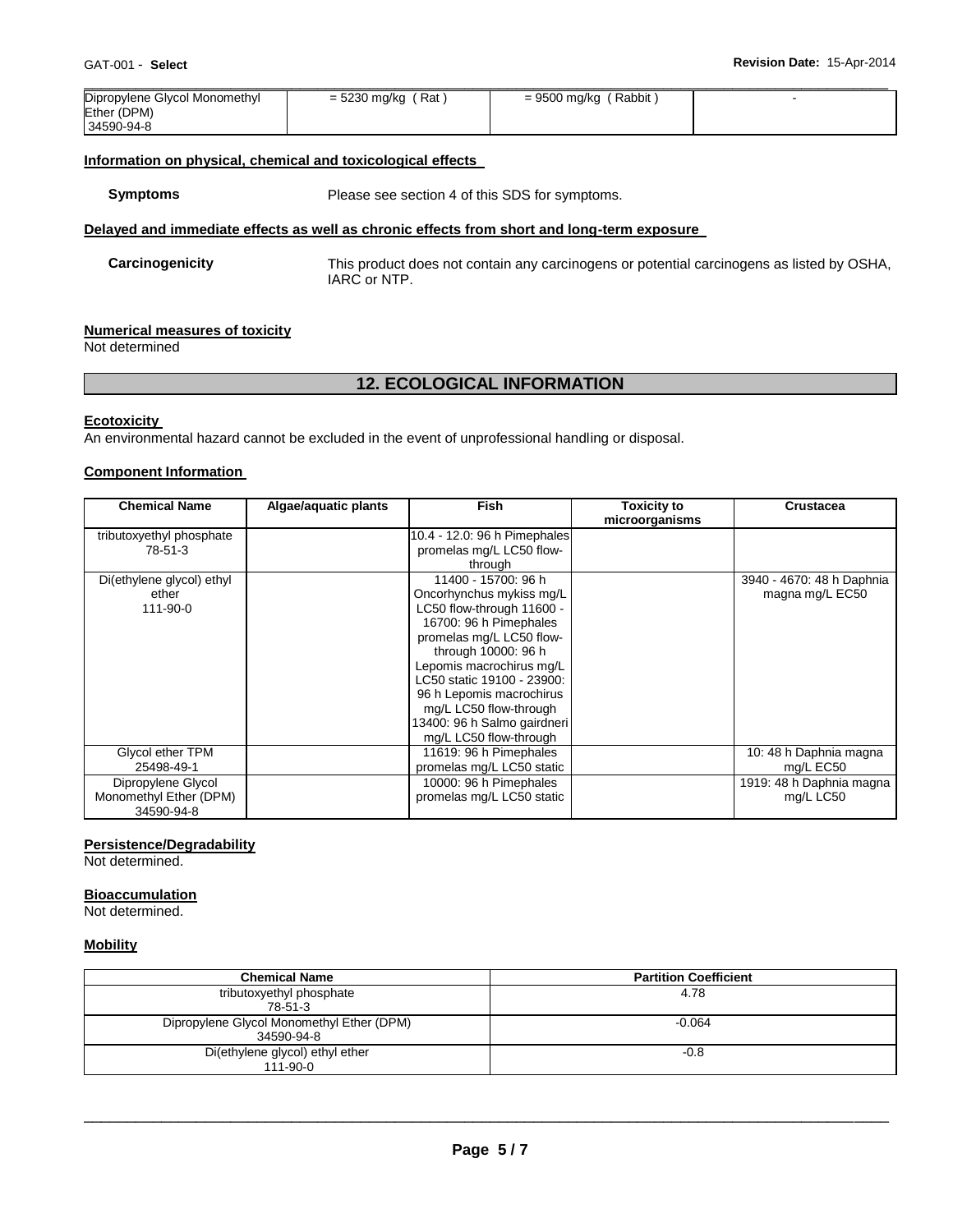| Dipropylene Glycol Monomethyl Ether (DPM) 34590-94-8 | = 5230 mg/kg ( Rat ) | = 9500 mg/kg ( Rabbit ) | - |
|---|---|---|---|

**Information on physical, chemical and toxicological effects**

**Symptoms** Please see section 4 of this SDS for symptoms.

**Delayed and immediate effects as well as chronic effects from short and long-term exposure**

**Carcinogenicity** This product does not contain any carcinogens or potential carcinogens as listed by OSHA, IARC or NTP.

**Numerical measures of toxicity**

Not determined

## 12. ECOLOGICAL INFORMATION

**Ecotoxicity**

An environmental hazard cannot be excluded in the event of unprofessional handling or disposal.

**Component Information**

| Chemical Name | Algae/aquatic plants | Fish | Toxicity to microorganisms | Crustacea |
|---|---|---|---|---|
| tributoxyethyl phosphate 78-51-3 | | 10.4 - 12.0: 96 h Pimephales promelas mg/L LC50 flow-through | | |
| Di(ethylene glycol) ethyl ether 111-90-0 | | 11400 - 15700: 96 h Oncorhynchus mykiss mg/L LC50 flow-through 11600 - 16700: 96 h Pimephales promelas mg/L LC50 flow-through 10000: 96 h Lepomis macrochirus mg/L LC50 static 19100 - 23900: 96 h Lepomis macrochirus mg/L LC50 flow-through 13400: 96 h Salmo gairdneri mg/L LC50 flow-through | | 3940 - 4670: 48 h Daphnia magna mg/L EC50 |
| Glycol ether TPM 25498-49-1 | | 11619: 96 h Pimephales promelas mg/L LC50 static | | 10: 48 h Daphnia magna mg/L EC50 |
| Dipropylene Glycol Monomethyl Ether (DPM) 34590-94-8 | | 10000: 96 h Pimephales promelas mg/L LC50 static | | 1919: 48 h Daphnia magna mg/L LC50 |

**Persistence/Degradability**

Not determined.

**Bioaccumulation**

Not determined.

**Mobility**

| Chemical Name | Partition Coefficient |
|---|---|
| tributoxyethyl phosphate 78-51-3 | 4.78 |
| Dipropylene Glycol Monomethyl Ether (DPM) 34590-94-8 | -0.064 |
| Di(ethylene glycol) ethyl ether 111-90-0 | -0.8 |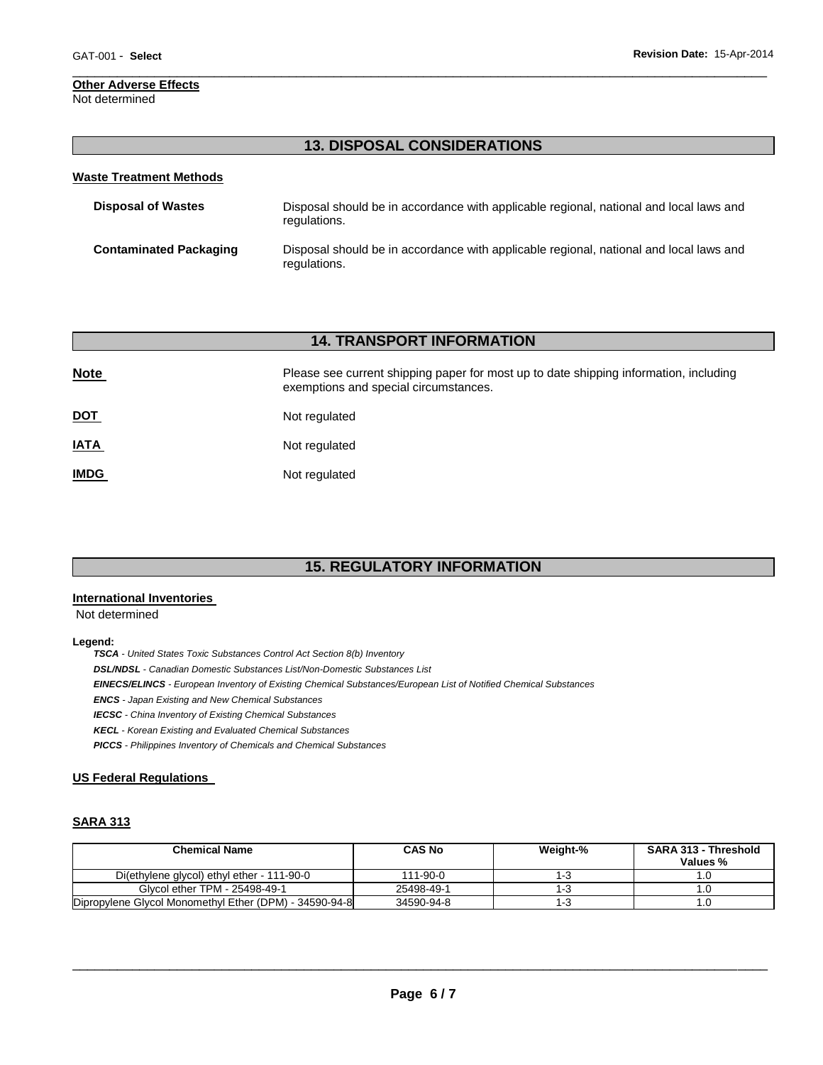**Other Adverse Effects**
Not determined

## 13. DISPOSAL CONSIDERATIONS

**Waste Treatment Methods**

**Disposal of Wastes** Disposal should be in accordance with applicable regional, national and local laws and regulations.

**Contaminated Packaging** Disposal should be in accordance with applicable regional, national and local laws and regulations.

## 14. TRANSPORT INFORMATION

**Note** Please see current shipping paper for most up to date shipping information, including exemptions and special circumstances.

**DOT** Not regulated

**IATA** Not regulated

**IMDG** Not regulated

## 15. REGULATORY INFORMATION

**International Inventories**
Not determined

**Legend:**
***TSCA*** *- United States Toxic Substances Control Act Section 8(b) Inventory*
***DSL/NDSL*** *- Canadian Domestic Substances List/Non-Domestic Substances List*
***EINECS/ELINCS*** *- European Inventory of Existing Chemical Substances/European List of Notified Chemical Substances*
***ENCS*** *- Japan Existing and New Chemical Substances*
***IECSC*** *- China Inventory of Existing Chemical Substances*
***KECL*** *- Korean Existing and Evaluated Chemical Substances*
***PICCS*** *- Philippines Inventory of Chemicals and Chemical Substances*

**US Federal Regulations**

**SARA 313**

| Chemical Name | CAS No | Weight-% | SARA 313 - Threshold Values % |
|---|---|---|---|
| Di(ethylene glycol) ethyl ether - 111-90-0 | 111-90-0 | 1-3 | 1.0 |
| Glycol ether TPM - 25498-49-1 | 25498-49-1 | 1-3 | 1.0 |
| Dipropylene Glycol Monomethyl Ether (DPM) - 34590-94-8 | 34590-94-8 | 1-3 | 1.0 |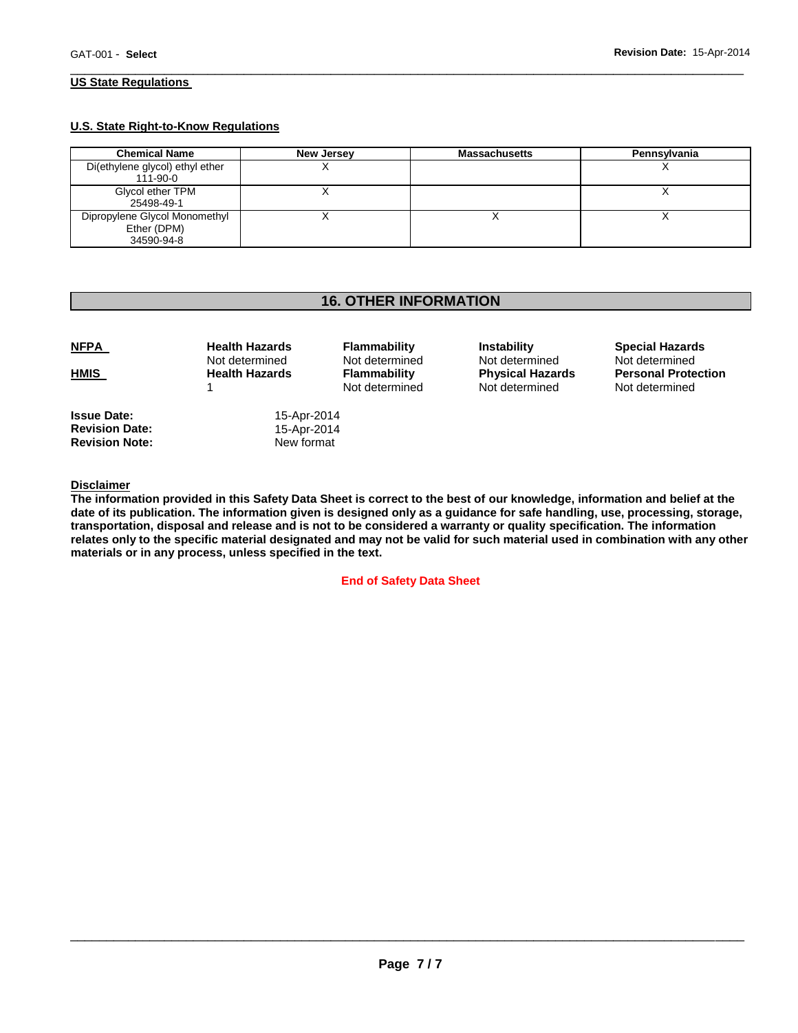### US State Regulations

### U.S. State Right-to-Know Regulations

| Chemical Name | New Jersey | Massachusetts | Pennsylvania |
|---|---|---|---|
| Di(ethylene glycol) ethyl ether 111-90-0 | X | | X |
| Glycol ether TPM 25498-49-1 | X | | X |
| Dipropylene Glycol Monomethyl Ether (DPM) 34590-94-8 | X | X | X |

## 16. OTHER INFORMATION

| | | | | |
|---|---|---|---|---|
| **NFPA** | **Health Hazards** Not determined | **Flammability** Not determined | **Instability** Not determined | **Special Hazards** Not determined |
| **HMIS** | **Health Hazards** 1 | **Flammability** Not determined | **Physical Hazards** Not determined | **Personal Protection** Not determined |

**Issue Date:** 15-Apr-2014
**Revision Date:** 15-Apr-2014
**Revision Note:** New format

**Disclaimer**

**The information provided in this Safety Data Sheet is correct to the best of our knowledge, information and belief at the date of its publication. The information given is designed only as a guidance for safe handling, use, processing, storage, transportation, disposal and release and is not to be considered a warranty or quality specification. The information relates only to the specific material designated and may not be valid for such material used in combination with any other materials or in any process, unless specified in the text.**

**End of Safety Data Sheet**